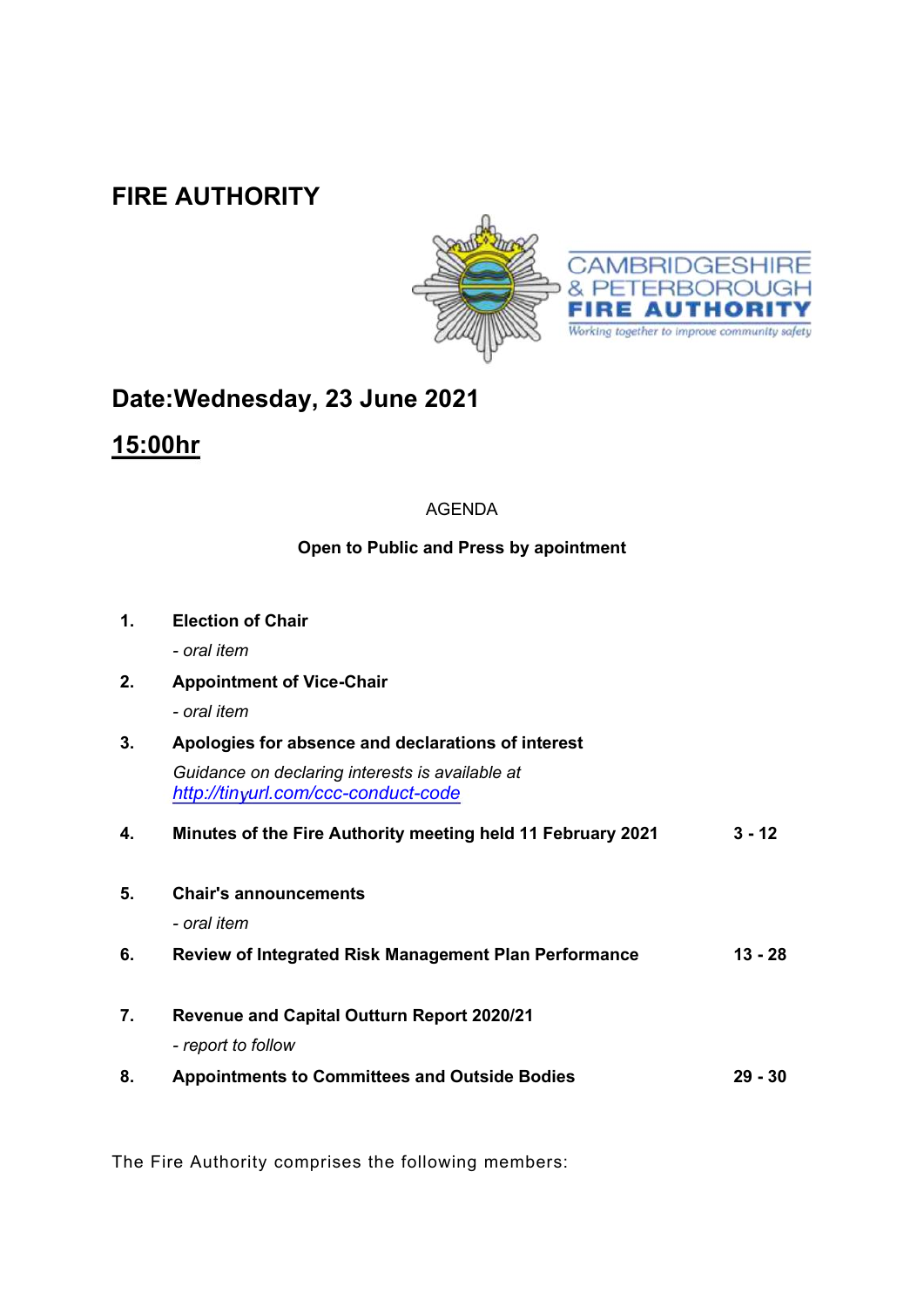# FIRE AUTHORITY

CAMBRIDGESHIRE & PETERBOROUGH FIRE AUTHORITY
*Working together to improve community safety*

## Date:Wednesday, 23 June 2021

## 15:00hr

AGENDA

**Open to Public and Press by apointment**

| | | |
|---|---|---|
| **1.** | **Election of Chair**<br>*- oral item* | |
| **2.** | **Appointment of Vice-Chair**<br>*- oral item* | |
| **3.** | **Apologies for absence and declarations of interest**<br>*Guidance on declaring interests is available at [http://tinyurl.com/ccc-conduct-code](http://tinyurl.com/ccc-conduct-code)* | |
| **4.** | **Minutes of the Fire Authority meeting held 11 February 2021** | **3 - 12** |
| **5.** | **Chair's announcements**<br>*- oral item* | |
| **6.** | **Review of Integrated Risk Management Plan Performance** | **13 - 28** |
| **7.** | **Revenue and Capital Outturn Report 2020/21**<br>*- report to follow* | |
| **8.** | **Appointments to Committees and Outside Bodies** | **29 - 30** |

The Fire Authority comprises the following members: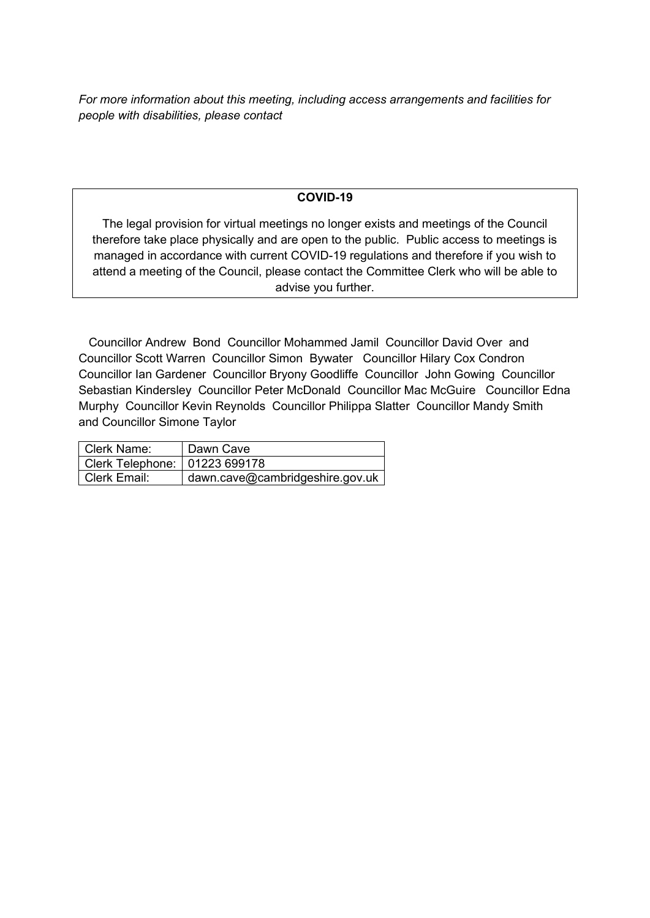*For more information about this meeting, including access arrangements and facilities for people with disabilities, please contact*

**COVID-19**

The legal provision for virtual meetings no longer exists and meetings of the Council therefore take place physically and are open to the public. Public access to meetings is managed in accordance with current COVID-19 regulations and therefore if you wish to attend a meeting of the Council, please contact the Committee Clerk who will be able to advise you further.

Councillor Andrew Bond Councillor Mohammed Jamil Councillor David Over and Councillor Scott Warren Councillor Simon Bywater Councillor Hilary Cox Condron Councillor Ian Gardener Councillor Bryony Goodliffe Councillor John Gowing Councillor Sebastian Kindersley Councillor Peter McDonald Councillor Mac McGuire Councillor Edna Murphy Councillor Kevin Reynolds Councillor Philippa Slatter Councillor Mandy Smith and Councillor Simone Taylor

| | |
|---|---|
| Clerk Name: | Dawn Cave |
| Clerk Telephone: | 01223 699178 |
| Clerk Email: | dawn.cave@cambridgeshire.gov.uk |